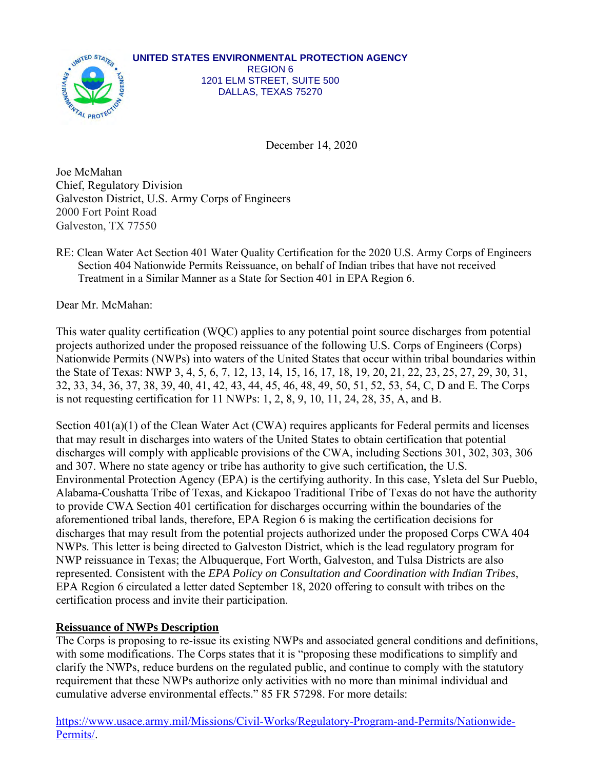**UNITED STATES ENVIRONMENTAL PROTECTION AGENCY**
REGION 6
1201 ELM STREET, SUITE 500
DALLAS, TEXAS 75270

December 14, 2020

Joe McMahan
Chief, Regulatory Division
Galveston District, U.S. Army Corps of Engineers
2000 Fort Point Road
Galveston, TX 77550

RE: Clean Water Act Section 401 Water Quality Certification for the 2020 U.S. Army Corps of Engineers Section 404 Nationwide Permits Reissuance, on behalf of Indian tribes that have not received Treatment in a Similar Manner as a State for Section 401 in EPA Region 6.

Dear Mr. McMahan:

This water quality certification (WQC) applies to any potential point source discharges from potential projects authorized under the proposed reissuance of the following U.S. Corps of Engineers (Corps) Nationwide Permits (NWPs) into waters of the United States that occur within tribal boundaries within the State of Texas: NWP 3, 4, 5, 6, 7, 12, 13, 14, 15, 16, 17, 18, 19, 20, 21, 22, 23, 25, 27, 29, 30, 31, 32, 33, 34, 36, 37, 38, 39, 40, 41, 42, 43, 44, 45, 46, 48, 49, 50, 51, 52, 53, 54, C, D and E. The Corps is not requesting certification for 11 NWPs: 1, 2, 8, 9, 10, 11, 24, 28, 35, A, and B.

Section 401(a)(1) of the Clean Water Act (CWA) requires applicants for Federal permits and licenses that may result in discharges into waters of the United States to obtain certification that potential discharges will comply with applicable provisions of the CWA, including Sections 301, 302, 303, 306 and 307. Where no state agency or tribe has authority to give such certification, the U.S. Environmental Protection Agency (EPA) is the certifying authority. In this case, Ysleta del Sur Pueblo, Alabama-Coushatta Tribe of Texas, and Kickapoo Traditional Tribe of Texas do not have the authority to provide CWA Section 401 certification for discharges occurring within the boundaries of the aforementioned tribal lands, therefore, EPA Region 6 is making the certification decisions for discharges that may result from the potential projects authorized under the proposed Corps CWA 404 NWPs. This letter is being directed to Galveston District, which is the lead regulatory program for NWP reissuance in Texas; the Albuquerque, Fort Worth, Galveston, and Tulsa Districts are also represented. Consistent with the *EPA Policy on Consultation and Coordination with Indian Tribes*, EPA Region 6 circulated a letter dated September 18, 2020 offering to consult with tribes on the certification process and invite their participation.

## Reissuance of NWPs Description

The Corps is proposing to re-issue its existing NWPs and associated general conditions and definitions, with some modifications. The Corps states that it is "proposing these modifications to simplify and clarify the NWPs, reduce burdens on the regulated public, and continue to comply with the statutory requirement that these NWPs authorize only activities with no more than minimal individual and cumulative adverse environmental effects." 85 FR 57298. For more details:

https://www.usace.army.mil/Missions/Civil-Works/Regulatory-Program-and-Permits/Nationwide-Permits/.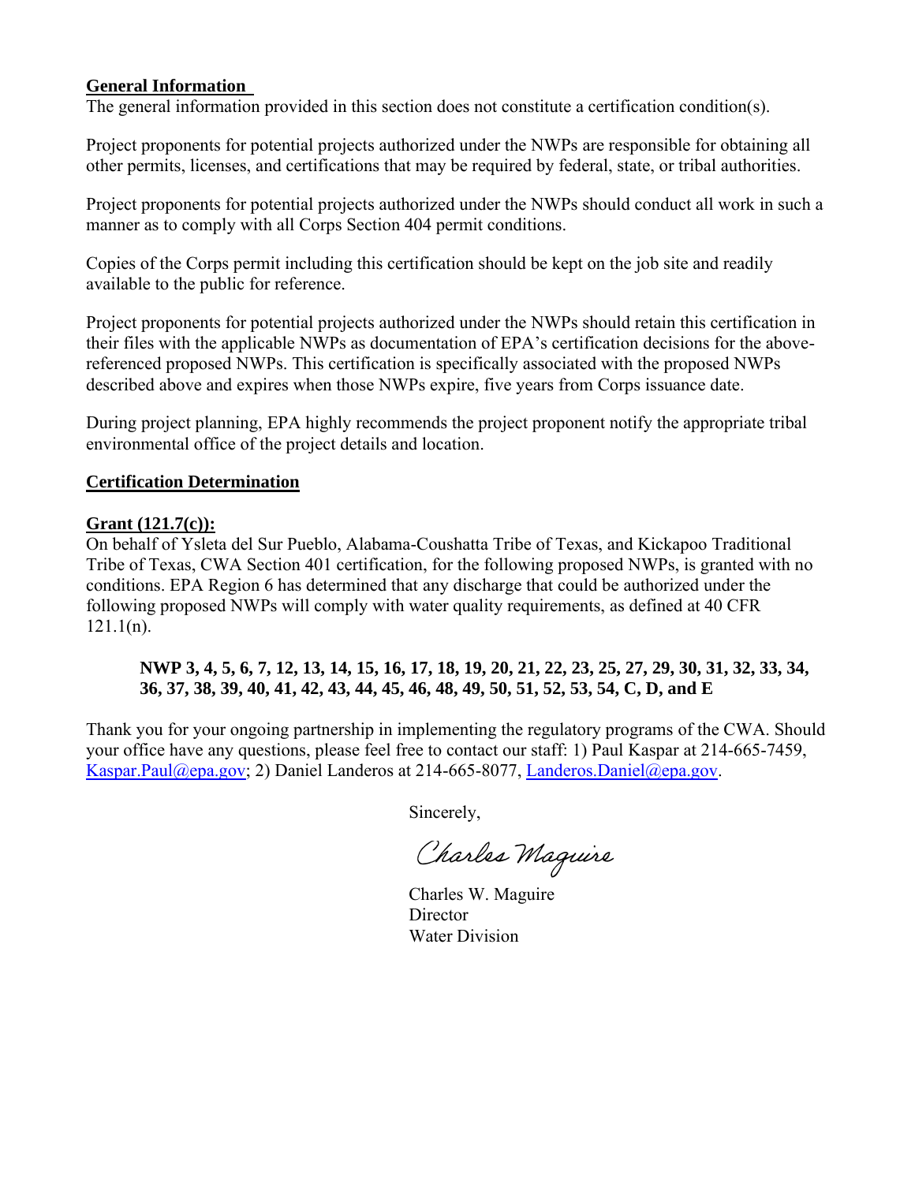**General Information**

The general information provided in this section does not constitute a certification condition(s).

Project proponents for potential projects authorized under the NWPs are responsible for obtaining all other permits, licenses, and certifications that may be required by federal, state, or tribal authorities.

Project proponents for potential projects authorized under the NWPs should conduct all work in such a manner as to comply with all Corps Section 404 permit conditions.

Copies of the Corps permit including this certification should be kept on the job site and readily available to the public for reference.

Project proponents for potential projects authorized under the NWPs should retain this certification in their files with the applicable NWPs as documentation of EPA's certification decisions for the above-referenced proposed NWPs. This certification is specifically associated with the proposed NWPs described above and expires when those NWPs expire, five years from Corps issuance date.

During project planning, EPA highly recommends the project proponent notify the appropriate tribal environmental office of the project details and location.

**Certification Determination**

**Grant (121.7(c)):**

On behalf of Ysleta del Sur Pueblo, Alabama-Coushatta Tribe of Texas, and Kickapoo Traditional Tribe of Texas, CWA Section 401 certification, for the following proposed NWPs, is granted with no conditions. EPA Region 6 has determined that any discharge that could be authorized under the following proposed NWPs will comply with water quality requirements, as defined at 40 CFR 121.1(n).

> **NWP 3, 4, 5, 6, 7, 12, 13, 14, 15, 16, 17, 18, 19, 20, 21, 22, 23, 25, 27, 29, 30, 31, 32, 33, 34, 36, 37, 38, 39, 40, 41, 42, 43, 44, 45, 46, 48, 49, 50, 51, 52, 53, 54, C, D, and E**

Thank you for your ongoing partnership in implementing the regulatory programs of the CWA. Should your office have any questions, please feel free to contact our staff: 1) Paul Kaspar at 214-665-7459, Kaspar.Paul@epa.gov; 2) Daniel Landeros at 214-665-8077, Landeros.Daniel@epa.gov.

Sincerely,

*Charles Maguire*

Charles W. Maguire
Director
Water Division